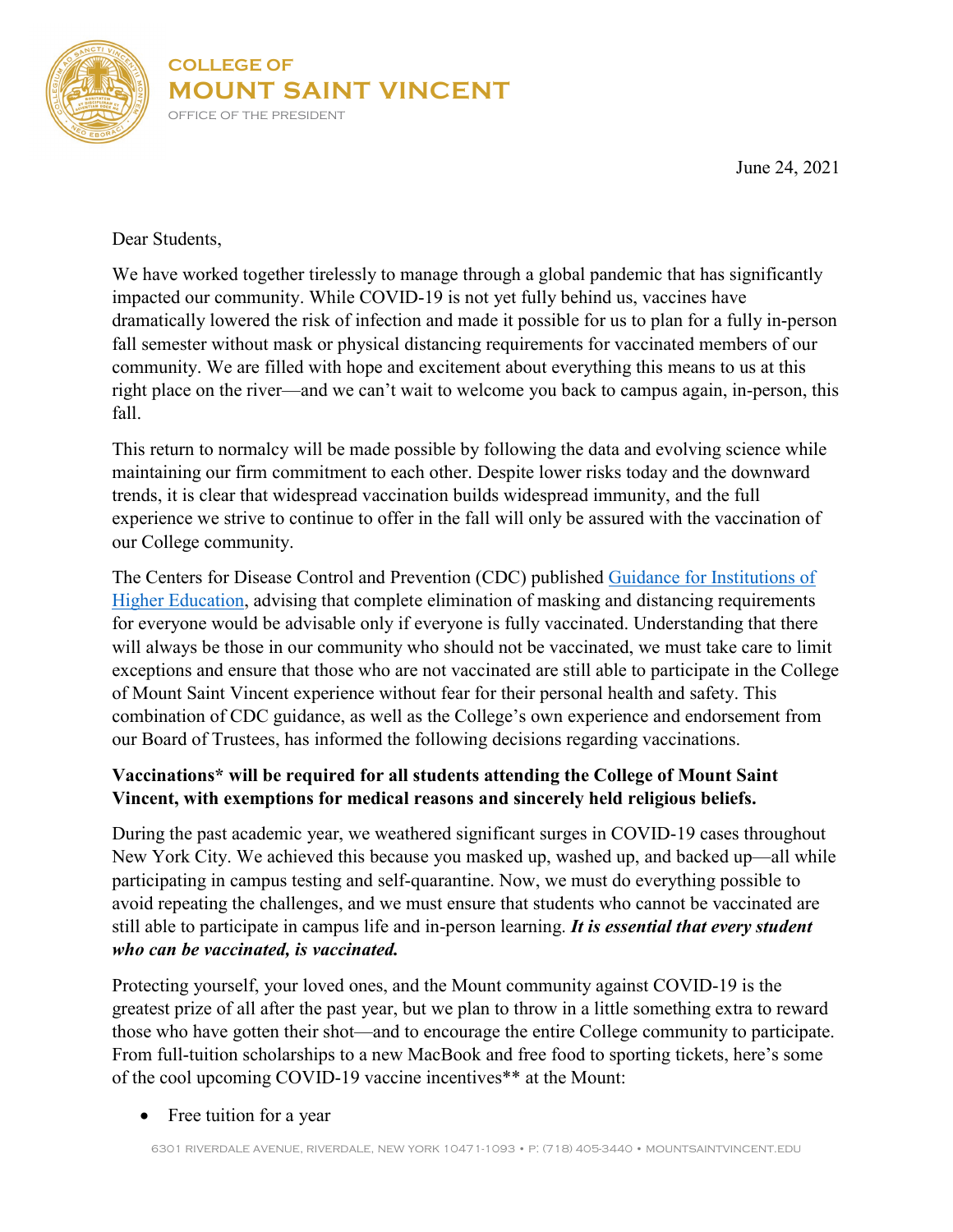# COLLEGE OF MOUNT SAINT VINCENT

OFFICE OF THE PRESIDENT

June 24, 2021

Dear Students,

We have worked together tirelessly to manage through a global pandemic that has significantly impacted our community. While COVID-19 is not yet fully behind us, vaccines have dramatically lowered the risk of infection and made it possible for us to plan for a fully in-person fall semester without mask or physical distancing requirements for vaccinated members of our community. We are filled with hope and excitement about everything this means to us at this right place on the river—and we can't wait to welcome you back to campus again, in-person, this fall.

This return to normalcy will be made possible by following the data and evolving science while maintaining our firm commitment to each other. Despite lower risks today and the downward trends, it is clear that widespread vaccination builds widespread immunity, and the full experience we strive to continue to offer in the fall will only be assured with the vaccination of our College community.

The Centers for Disease Control and Prevention (CDC) published [Guidance for Institutions of Higher Education](), advising that complete elimination of masking and distancing requirements for everyone would be advisable only if everyone is fully vaccinated. Understanding that there will always be those in our community who should not be vaccinated, we must take care to limit exceptions and ensure that those who are not vaccinated are still able to participate in the College of Mount Saint Vincent experience without fear for their personal health and safety. This combination of CDC guidance, as well as the College's own experience and endorsement from our Board of Trustees, has informed the following decisions regarding vaccinations.

**Vaccinations* will be required for all students attending the College of Mount Saint Vincent, with exemptions for medical reasons and sincerely held religious beliefs.**

During the past academic year, we weathered significant surges in COVID-19 cases throughout New York City. We achieved this because you masked up, washed up, and backed up—all while participating in campus testing and self-quarantine. Now, we must do everything possible to avoid repeating the challenges, and we must ensure that students who cannot be vaccinated are still able to participate in campus life and in-person learning. ***It is essential that every student who can be vaccinated, is vaccinated.***

Protecting yourself, your loved ones, and the Mount community against COVID-19 is the greatest prize of all after the past year, but we plan to throw in a little something extra to reward those who have gotten their shot—and to encourage the entire College community to participate. From full-tuition scholarships to a new MacBook and free food to sporting tickets, here's some of the cool upcoming COVID-19 vaccine incentives** at the Mount:

- Free tuition for a year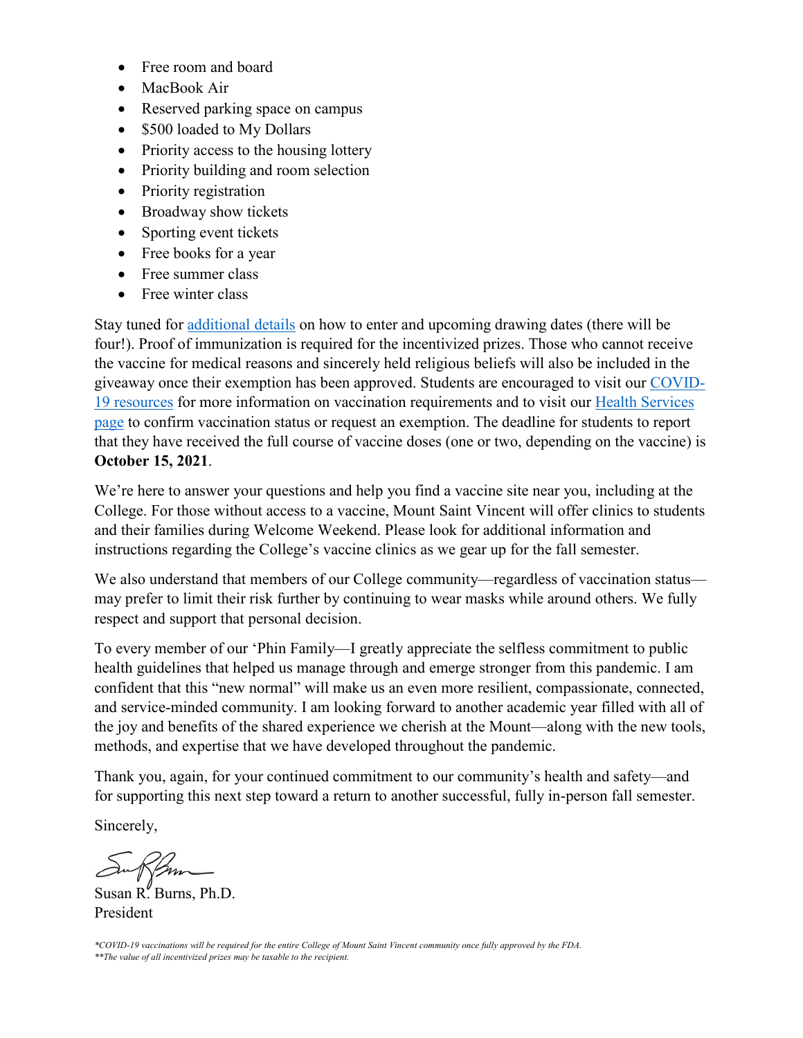- Free room and board
- MacBook Air
- Reserved parking space on campus
- $500 loaded to My Dollars
- Priority access to the housing lottery
- Priority building and room selection
- Priority registration
- Broadway show tickets
- Sporting event tickets
- Free books for a year
- Free summer class
- Free winter class

Stay tuned for additional details on how to enter and upcoming drawing dates (there will be four!). Proof of immunization is required for the incentivized prizes. Those who cannot receive the vaccine for medical reasons and sincerely held religious beliefs will also be included in the giveaway once their exemption has been approved. Students are encouraged to visit our COVID-19 resources for more information on vaccination requirements and to visit our Health Services page to confirm vaccination status or request an exemption. The deadline for students to report that they have received the full course of vaccine doses (one or two, depending on the vaccine) is **October 15, 2021**.

We're here to answer your questions and help you find a vaccine site near you, including at the College. For those without access to a vaccine, Mount Saint Vincent will offer clinics to students and their families during Welcome Weekend. Please look for additional information and instructions regarding the College's vaccine clinics as we gear up for the fall semester.

We also understand that members of our College community—regardless of vaccination status—may prefer to limit their risk further by continuing to wear masks while around others. We fully respect and support that personal decision.

To every member of our 'Phin Family—I greatly appreciate the selfless commitment to public health guidelines that helped us manage through and emerge stronger from this pandemic. I am confident that this "new normal" will make us an even more resilient, compassionate, connected, and service-minded community. I am looking forward to another academic year filled with all of the joy and benefits of the shared experience we cherish at the Mount—along with the new tools, methods, and expertise that we have developed throughout the pandemic.

Thank you, again, for your continued commitment to our community's health and safety—and for supporting this next step toward a return to another successful, fully in-person fall semester.

Sincerely,

Susan R. Burns, Ph.D.
President

*\*COVID-19 vaccinations will be required for the entire College of Mount Saint Vincent community once fully approved by the FDA.*
*\*\*The value of all incentivized prizes may be taxable to the recipient.*